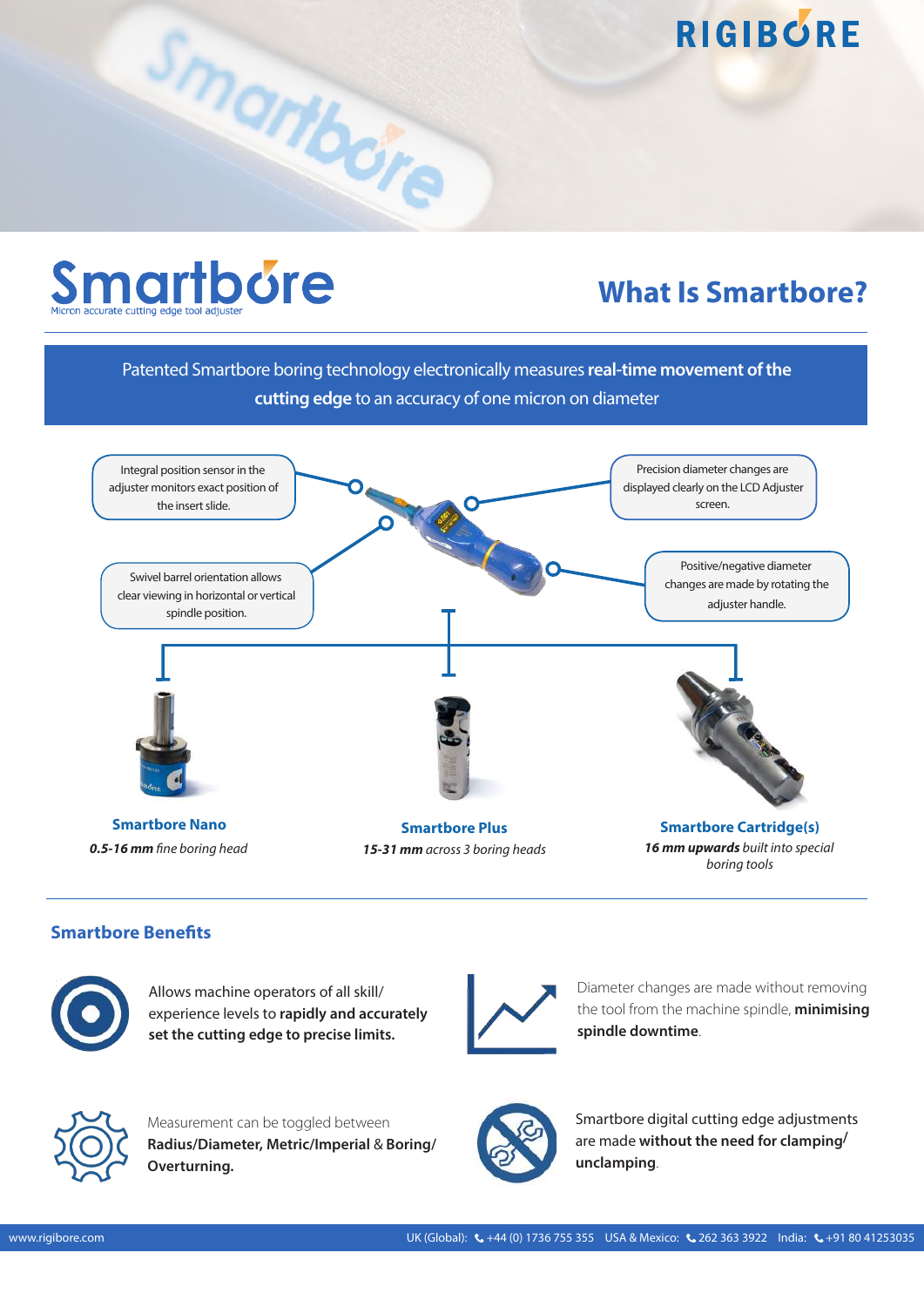# Smartbore

Micron accurate cutting edge tool adjuster

## What Is Smartbore?

Patented Smartbore boring technology electronically measures **real-time movement of the cutting edge** to an accuracy of one micron on diameter

Integral position sensor in the adjuster monitors exact position of the insert slide.

Precision diameter changes are displayed clearly on the LCD Adjuster screen.

Swivel barrel orientation allows clear viewing in horizontal or vertical spindle position.

Positive/negative diameter changes are made by rotating the adjuster handle.

**Smartbore Nano**
***0.5-16 mm*** *fine boring head*

**Smartbore Plus**
***15-31 mm*** *across 3 boring heads*

**Smartbore Cartridge(s)**
***16 mm upwards*** *built into special boring tools*

### Smartbore Benefits

Allows machine operators of all skill/experience levels to **rapidly and accurately set the cutting edge to precise limits.**

Diameter changes are made without removing the tool from the machine spindle, **minimising spindle downtime**.

Measurement can be toggled between **Radius/Diameter, Metric/Imperial** & **Boring/Overturning.**

Smartbore digital cutting edge adjustments are made **without the need for clamping/unclamping**.

www.rigibore.com UK (Global): +44 (0) 1736 755 355 USA & Mexico: 262 363 3922 India: +91 80 41253035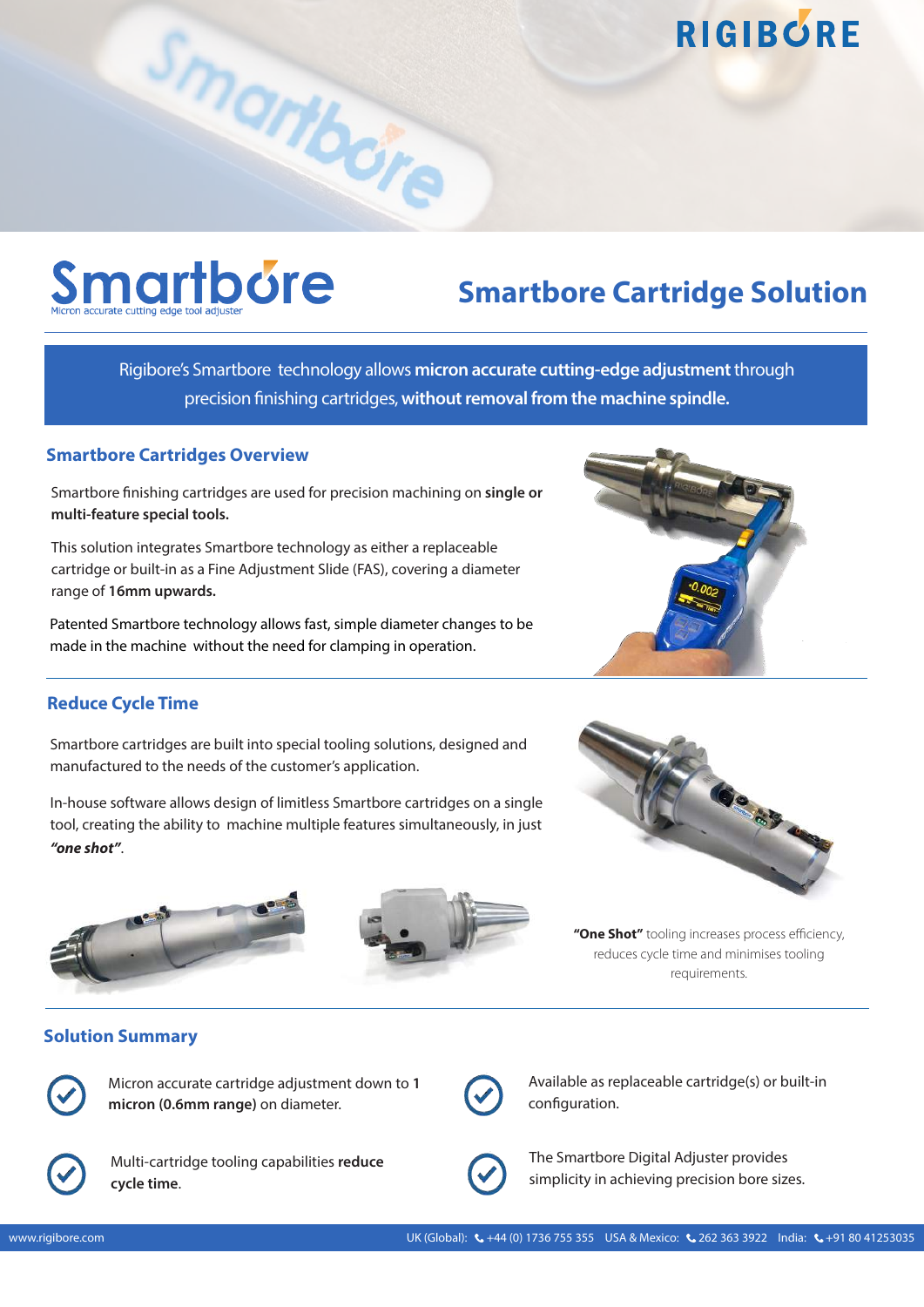RIGIBORE

# Smartbore

Micron accurate cutting edge tool adjuster

## Smartbore Cartridge Solution

Rigibore's Smartbore technology allows **micron accurate cutting-edge adjustment** through precision finishing cartridges, **without removal from the machine spindle.**

### Smartbore Cartridges Overview

Smartbore finishing cartridges are used for precision machining on **single or multi-feature special tools.**

This solution integrates Smartbore technology as either a replaceable cartridge or built-in as a Fine Adjustment Slide (FAS), covering a diameter range of **16mm upwards.**

Patented Smartbore technology allows fast, simple diameter changes to be made in the machine without the need for clamping in operation.

### Reduce Cycle Time

Smartbore cartridges are built into special tooling solutions, designed and manufactured to the needs of the customer's application.

In-house software allows design of limitless Smartbore cartridges on a single tool, creating the ability to machine multiple features simultaneously, in just ***"one shot"***.

**"One Shot"** tooling increases process efficiency, reduces cycle time and minimises tooling requirements.

### Solution Summary

- Micron accurate cartridge adjustment down to **1 micron (0.6mm range)** on diameter.
- Available as replaceable cartridge(s) or built-in configuration.
- Multi-cartridge tooling capabilities **reduce cycle time**.
- The Smartbore Digital Adjuster provides simplicity in achieving precision bore sizes.

www.rigibore.com UK (Global): +44 (0) 1736 755 355 USA & Mexico: 262 363 3922 India: +91 80 41253035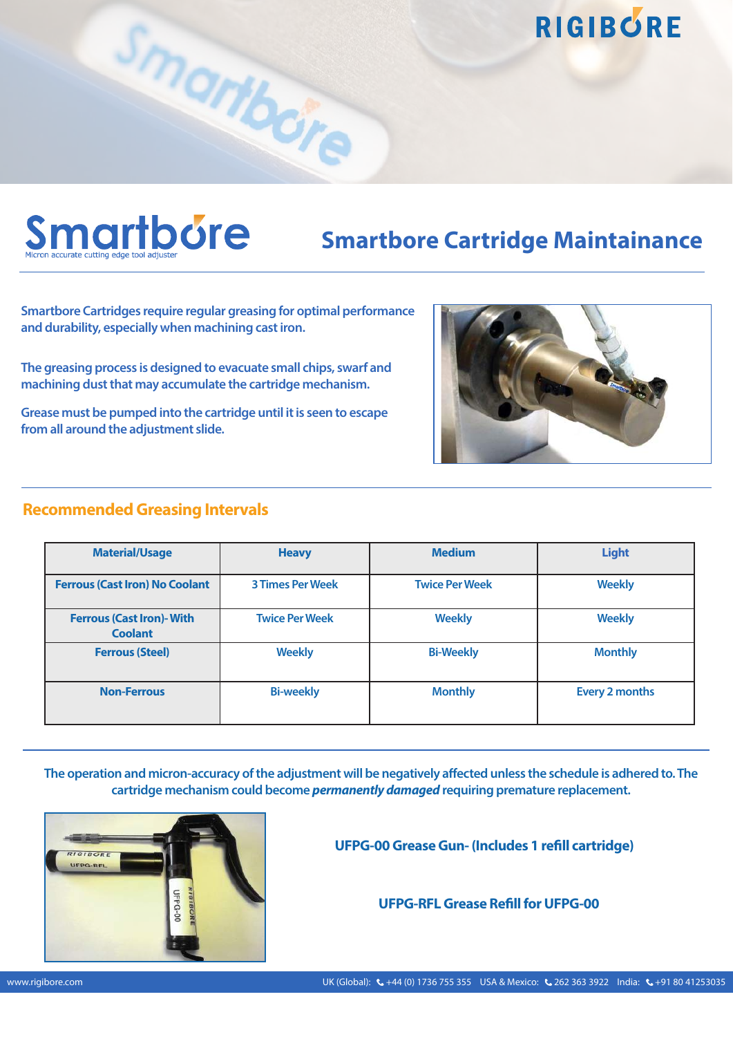# Smartbore

Micron accurate cutting edge tool adjuster

## Smartbore Cartridge Maintainance

Smartbore Cartridges require regular greasing for optimal performance and durability, especially when machining cast iron.

The greasing process is designed to evacuate small chips, swarf and machining dust that may accumulate the cartridge mechanism.

Grease must be pumped into the cartridge until it is seen to escape from all around the adjustment slide.

## Recommended Greasing Intervals

| Material/Usage | Heavy | Medium | Light |
|---|---|---|---|
| Ferrous (Cast Iron) No Coolant | 3 Times Per Week | Twice Per Week | Weekly |
| Ferrous (Cast Iron)- With Coolant | Twice Per Week | Weekly | Weekly |
| Ferrous (Steel) | Weekly | Bi-Weekly | Monthly |
| Non-Ferrous | Bi-weekly | Monthly | Every 2 months |

The operation and micron-accuracy of the adjustment will be negatively affected unless the schedule is adhered to. The cartridge mechanism could become ***permanently damaged*** requiring premature replacement.

**UFPG-00 Grease Gun- (Includes 1 refill cartridge)**

**UFPG-RFL Grease Refill for UFPG-00**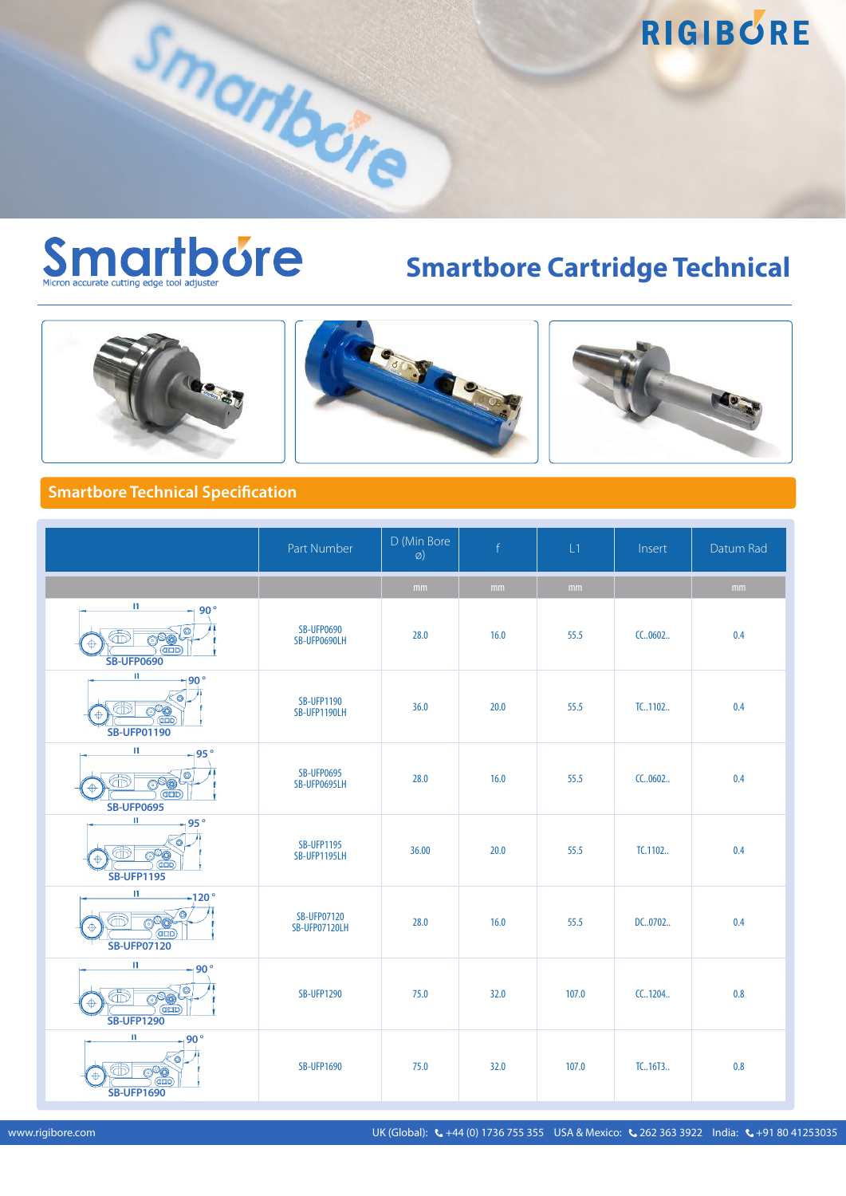# Smartbore

Micron accurate cutting edge tool adjuster

## Smartbore Cartridge Technical

### Smartbore Technical Specification

| | Part Number | D (Min Bore ø) | f | L1 | Insert | Datum Rad |
|---|---|---|---|---|---|---|
| | | mm | mm | mm | | mm |
| SB-UFP0690 | SB-UFP0690<br>SB-UFP0690LH | 28.0 | 16.0 | 55.5 | CC..0602.. | 0.4 |
| SB-UFP01190 | SB-UFP1190<br>SB-UFP1190LH | 36.0 | 20.0 | 55.5 | TC..1102.. | 0.4 |
| SB-UFP0695 | SB-UFP0695<br>SB-UFP0695LH | 28.0 | 16.0 | 55.5 | CC..0602.. | 0.4 |
| SB-UFP1195 | SB-UFP1195<br>SB-UFP1195LH | 36.00 | 20.0 | 55.5 | TC.1102.. | 0.4 |
| SB-UFP07120 | SB-UFP07120<br>SB-UFP07120LH | 28.0 | 16.0 | 55.5 | DC..0702.. | 0.4 |
| SB-UFP1290 | SB-UFP1290 | 75.0 | 32.0 | 107.0 | CC..1204.. | 0.8 |
| SB-UFP1690 | SB-UFP1690 | 75.0 | 32.0 | 107.0 | TC..16T3.. | 0.8 |

www.rigibore.com UK (Global): +44 (0) 1736 755 355 USA & Mexico: 262 363 3922 India: +91 80 41253035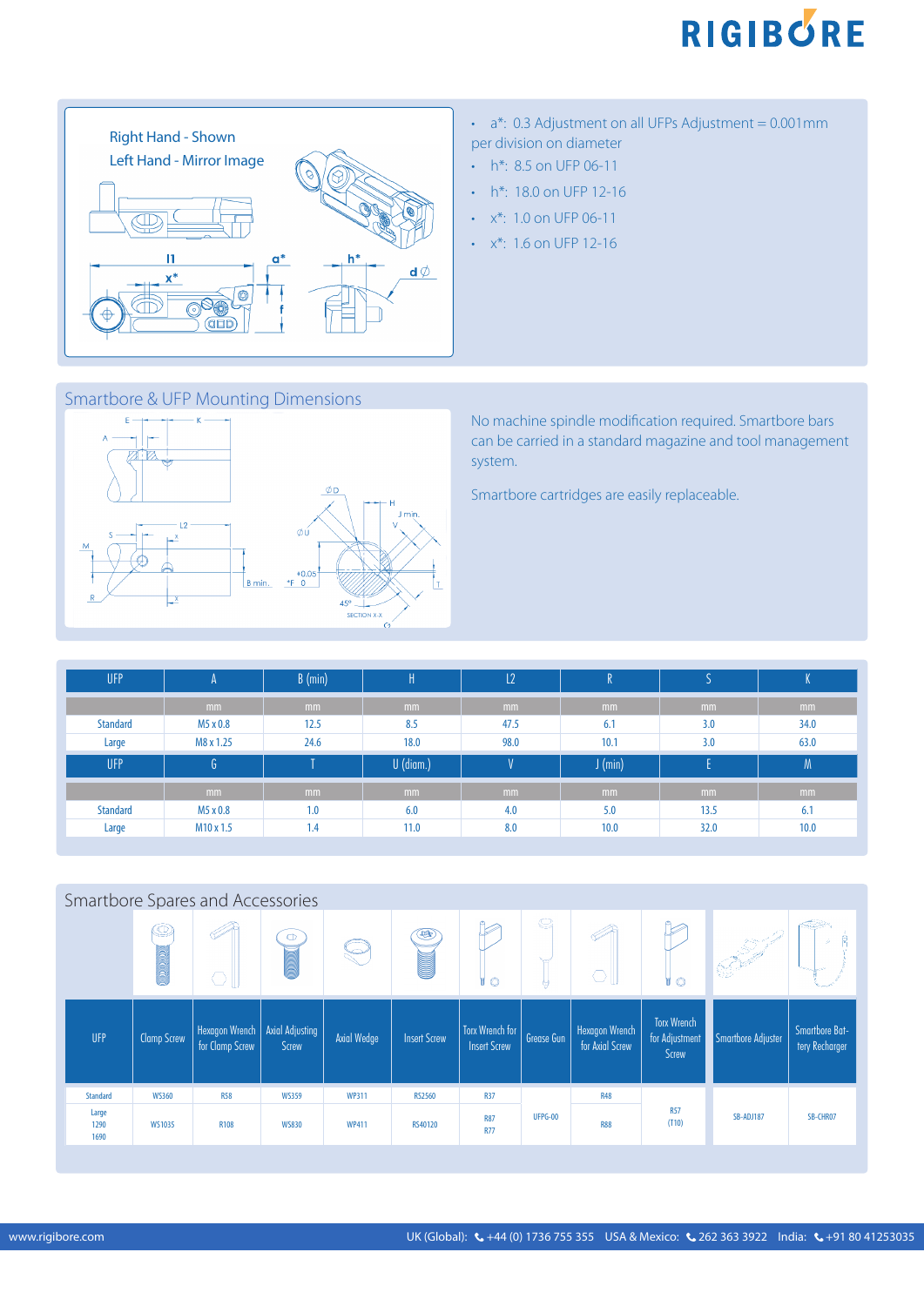Right Hand - Shown

Left Hand - Mirror Image

- a*: 0.3 Adjustment on all UFPs Adjustment = 0.001mm per division on diameter
- h*: 8.5 on UFP 06-11
- h*: 18.0 on UFP 12-16
- x*: 1.0 on UFP 06-11
- x*: 1.6 on UFP 12-16

## Smartbore & UFP Mounting Dimensions

No machine spindle modification required. Smartbore bars can be carried in a standard magazine and tool management system.

Smartbore cartridges are easily replaceable.

| UFP | A | B (min) | H | L2 | R | S | K |
|---|---|---|---|---|---|---|---|
| | mm | mm | mm | mm | mm | mm | mm |
| Standard | M5 x 0.8 | 12.5 | 8.5 | 47.5 | 6.1 | 3.0 | 34.0 |
| Large | M8 x 1.25 | 24.6 | 18.0 | 98.0 | 10.1 | 3.0 | 63.0 |

| UFP | G | T | U (diam.) | V | J (min) | E | M |
|---|---|---|---|---|---|---|---|
| | mm | mm | mm | mm | mm | mm | mm |
| Standard | M5 x 0.8 | 1.0 | 6.0 | 4.0 | 5.0 | 13.5 | 6.1 |
| Large | M10 x 1.5 | 1.4 | 11.0 | 8.0 | 10.0 | 32.0 | 10.0 |

## Smartbore Spares and Accessories

| UFP | Clamp Screw | Hexagon Wrench for Clamp Screw | Axial Adjusting Screw | Axial Wedge | Insert Screw | Torx Wrench for Insert Screw | Grease Gun | Hexagon Wrench for Axial Screw | Torx Wrench for Adjustment Screw | Smartbore Adjuster | Smartbore Battery Recharger |
|---|---|---|---|---|---|---|---|---|---|---|---|
| Standard | WS360 | R58 | WS359 | WP311 | RS2560 | R37 | UFPG-00 | R48 | R57 (T10) | SB-ADJ187 | SB-CHR07 |
| Large 1290 1690 | WS1035 | R108 | WS830 | WP411 | RS40120 | R87 R77 | | R88 | | | |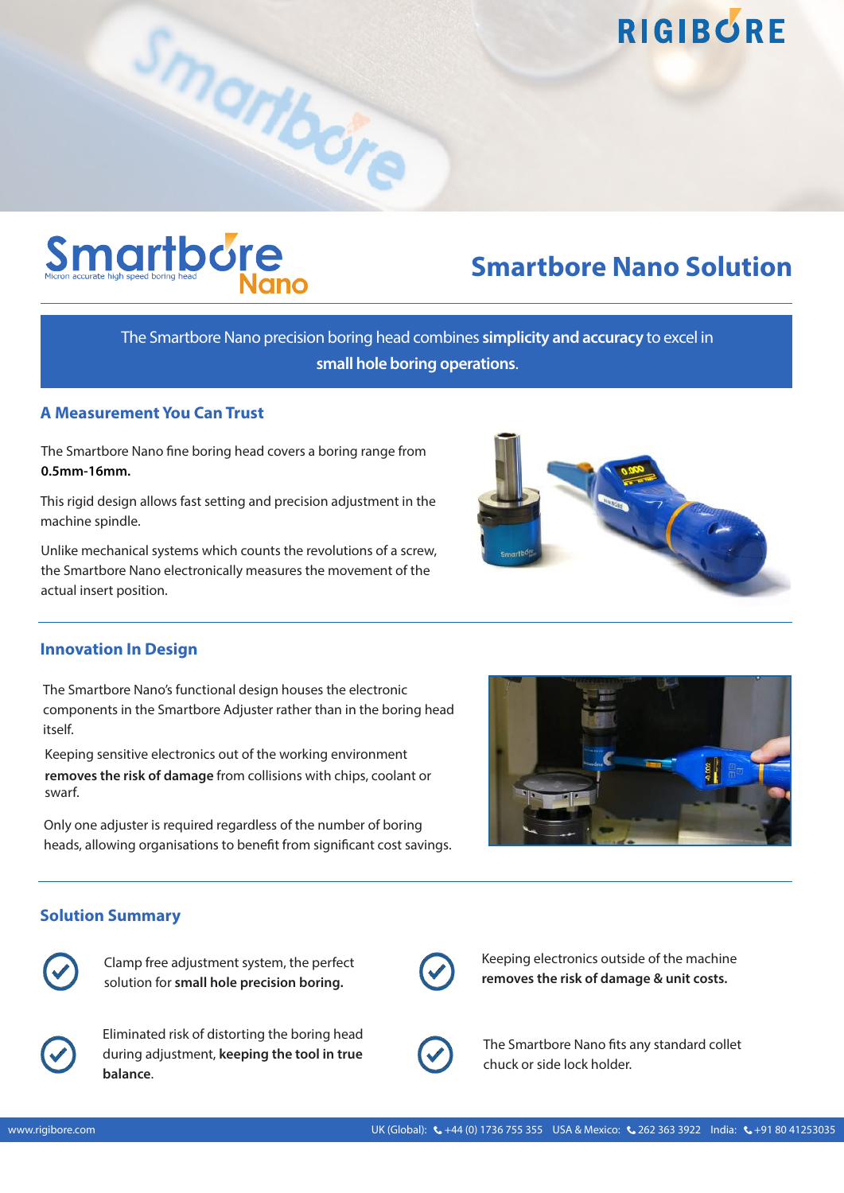# Smartbore Nano Solution

**The Smartbore Nano precision boring head combines simplicity and accuracy to excel in small hole boring operations.**

## A Measurement You Can Trust

The Smartbore Nano fine boring head covers a boring range from **0.5mm-16mm.**

This rigid design allows fast setting and precision adjustment in the machine spindle.

Unlike mechanical systems which counts the revolutions of a screw, the Smartbore Nano electronically measures the movement of the actual insert position.

## Innovation In Design

The Smartbore Nano's functional design houses the electronic components in the Smartbore Adjuster rather than in the boring head itself.

Keeping sensitive electronics out of the working environment **removes the risk of damage** from collisions with chips, coolant or swarf.

Only one adjuster is required regardless of the number of boring heads, allowing organisations to benefit from significant cost savings.

## Solution Summary

- Clamp free adjustment system, the perfect solution for **small hole precision boring.**
- Keeping electronics outside of the machine **removes the risk of damage & unit costs.**
- Eliminated risk of distorting the boring head during adjustment, **keeping the tool in true balance**.
- The Smartbore Nano fits any standard collet chuck or side lock holder.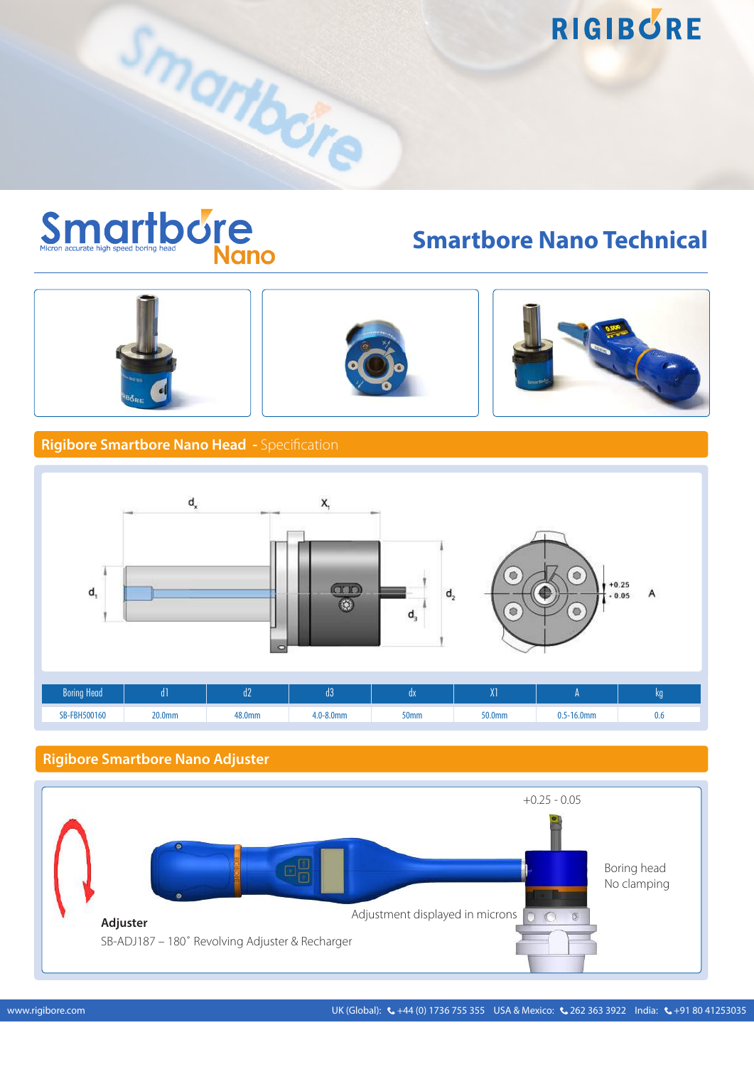# Smartbore Nano Technical

Smartbore Nano
Micron accurate high speed boring head

## Rigibore Smartbore Nano Head - Specification

| Boring Head | d1 | d2 | d3 | dx | X1 | A | kg |
|---|---|---|---|---|---|---|---|
| SB-FBH500160 | 20.0mm | 48.0mm | 4.0-8.0mm | 50mm | 50.0mm | 0.5-16.0mm | 0.6 |

## Rigibore Smartbore Nano Adjuster

+0.25 - 0.05

Boring head
No clamping

Adjustment displayed in microns

**Adjuster**

SB-ADJ187 – 180° Revolving Adjuster & Recharger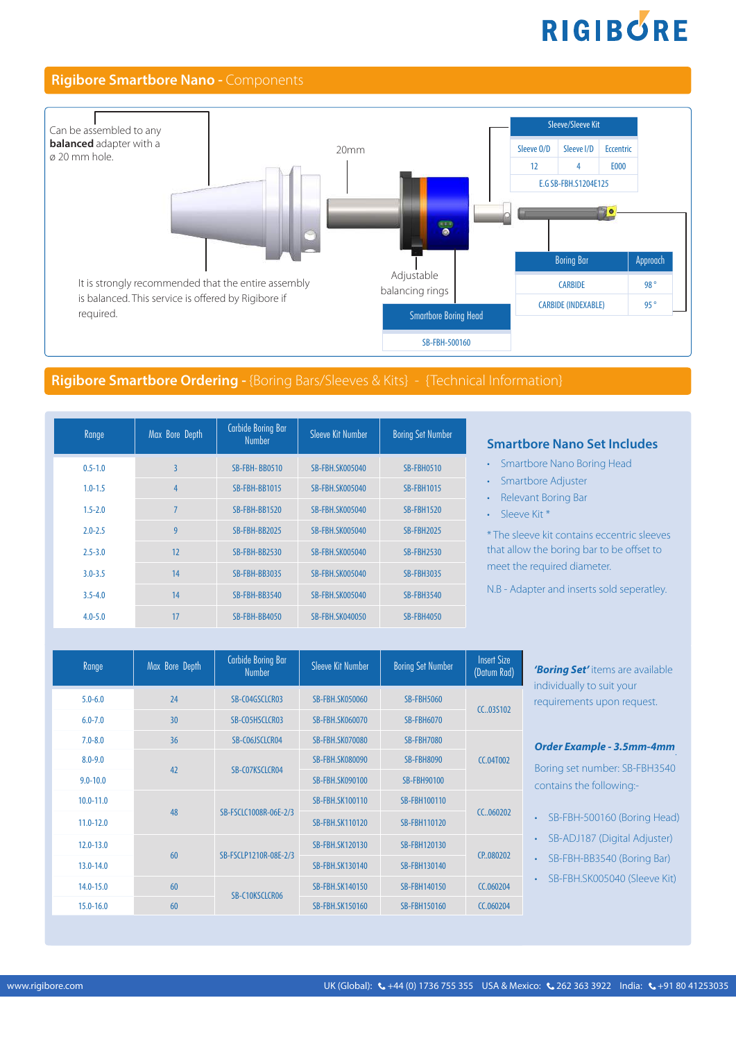## Rigibore Smartbore Nano - Components

Can be assembled to any **balanced** adapter with a ø 20 mm hole.

20mm

Adjustable balancing rings

It is strongly recommended that the entire assembly is balanced. This service is offered by Rigibore if required.

| Smartbore Boring Head |
|---|
| SB-FBH-500160 |

| Sleeve/Sleeve Kit | | |
|---|---|---|
| Sleeve O/D | Sleeve I/D | Eccentric |
| 12 | 4 | E000 |
| E.G SB-FBH.S1204E125 | | |

| Boring Bar | Approach |
|---|---|
| CARBIDE | 98 ° |
| CARBIDE (INDEXABLE) | 95 ° |

## Rigibore Smartbore Ordering - {Boring Bars/Sleeves & Kits} - {Technical Information}

| Range | Max Bore Depth | Carbide Boring Bar Number | Sleeve Kit Number | Boring Set Number |
|---|---|---|---|---|
| 0.5-1.0 | 3 | SB-FBH- BB0510 | SB-FBH.SK005040 | SB-FBH0510 |
| 1.0-1.5 | 4 | SB-FBH-BB1015 | SB-FBH.SK005040 | SB-FBH1015 |
| 1.5-2.0 | 7 | SB-FBH-BB1520 | SB-FBH.SK005040 | SB-FBH1520 |
| 2.0-2.5 | 9 | SB-FBH-BB2025 | SB-FBH.SK005040 | SB-FBH2025 |
| 2.5-3.0 | 12 | SB-FBH-BB2530 | SB-FBH.SK005040 | SB-FBH2530 |
| 3.0-3.5 | 14 | SB-FBH-BB3035 | SB-FBH.SK005040 | SB-FBH3035 |
| 3.5-4.0 | 14 | SB-FBH-BB3540 | SB-FBH.SK005040 | SB-FBH3540 |
| 4.0-5.0 | 17 | SB-FBH-BB4050 | SB-FBH.SK040050 | SB-FBH4050 |

### Smartbore Nano Set Includes

- Smartbore Nano Boring Head
- Smartbore Adjuster
- Relevant Boring Bar
- Sleeve Kit *

* The sleeve kit contains eccentric sleeves that allow the boring bar to be offset to meet the required diameter.

N.B - Adapter and inserts sold seperatley.

| Range | Max Bore Depth | Carbide Boring Bar Number | Sleeve Kit Number | Boring Set Number | Insert Size (Datum Rad) |
|---|---|---|---|---|---|
| 5.0-6.0 | 24 | SB-C04GSCLCR03 | SB-FBH.SK050060 | SB-FBH5060 | CC..035102 |
| 6.0-7.0 | 30 | SB-C05HSCLCR03 | SB-FBH.SK060070 | SB-FBH6070 | |
| 7.0-8.0 | 36 | SB-C06JSCLCR04 | SB-FBH.SK070080 | SB-FBH7080 | CC.04T002 |
| 8.0-9.0 | 42 | SB-C07KSCLCR04 | SB-FBH.SK080090 | SB-FBH8090 | |
| 9.0-10.0 | | | SB-FBH.SK090100 | SB-FBH90100 | |
| 10.0-11.0 | 48 | SB-FSCLC1008R-06E-2/3 | SB-FBH.SK100110 | SB-FBH100110 | CC..060202 |
| 11.0-12.0 | | | SB-FBH.SK110120 | SB-FBH110120 | |
| 12.0-13.0 | 60 | SB-FSCLP1210R-08E-2/3 | SB-FBH.SK120130 | SB-FBH120130 | CP..080202 |
| 13.0-14.0 | | | SB-FBH.SK130140 | SB-FBH130140 | |
| 14.0-15.0 | 60 | SB-C10KSCLCR06 | SB-FBH.SK140150 | SB-FBH140150 | CC.060204 |
| 15.0-16.0 | 60 | | SB-FBH.SK150160 | SB-FBH150160 | CC.060204 |

***'Boring Set'*** items are available individually to suit your requirements upon request.

***Order Example - 3.5mm-4mm***

Boring set number: SB-FBH3540 contains the following:-

- SB-FBH-500160 (Boring Head)
- SB-ADJ187 (Digital Adjuster)
- SB-FBH-BB3540 (Boring Bar)
- SB-FBH.SK005040 (Sleeve Kit)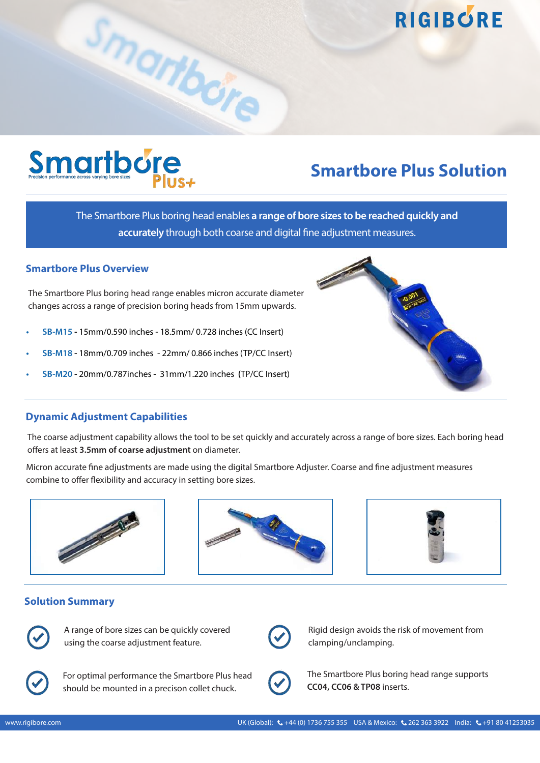# Smartbore Plus Solution

The Smartbore Plus boring head enables **a range of bore sizes to be reached quickly and accurately** through both coarse and digital fine adjustment measures.

## Smartbore Plus Overview

The Smartbore Plus boring head range enables micron accurate diameter changes across a range of precision boring heads from 15mm upwards.

- **SB-M15** - 15mm/0.590 inches - 18.5mm/ 0.728 inches (CC Insert)
- **SB-M18** - 18mm/0.709 inches - 22mm/ 0.866 inches (TP/CC Insert)
- **SB-M20** - 20mm/0.787inches - 31mm/1.220 inches (TP/CC Insert)

## Dynamic Adjustment Capabilities

The coarse adjustment capability allows the tool to be set quickly and accurately across a range of bore sizes. Each boring head offers at least **3.5mm of coarse adjustment** on diameter.

Micron accurate fine adjustments are made using the digital Smartbore Adjuster. Coarse and fine adjustment measures combine to offer flexibility and accuracy in setting bore sizes.

## Solution Summary

- A range of bore sizes can be quickly covered using the coarse adjustment feature.
- Rigid design avoids the risk of movement from clamping/unclamping.
- For optimal performance the Smartbore Plus head should be mounted in a precison collet chuck.
- The Smartbore Plus boring head range supports **CC04, CC06 & TP08** inserts.

www.rigibore.com UK (Global): +44 (0) 1736 755 355 USA & Mexico: 262 363 3922 India: +91 80 41253035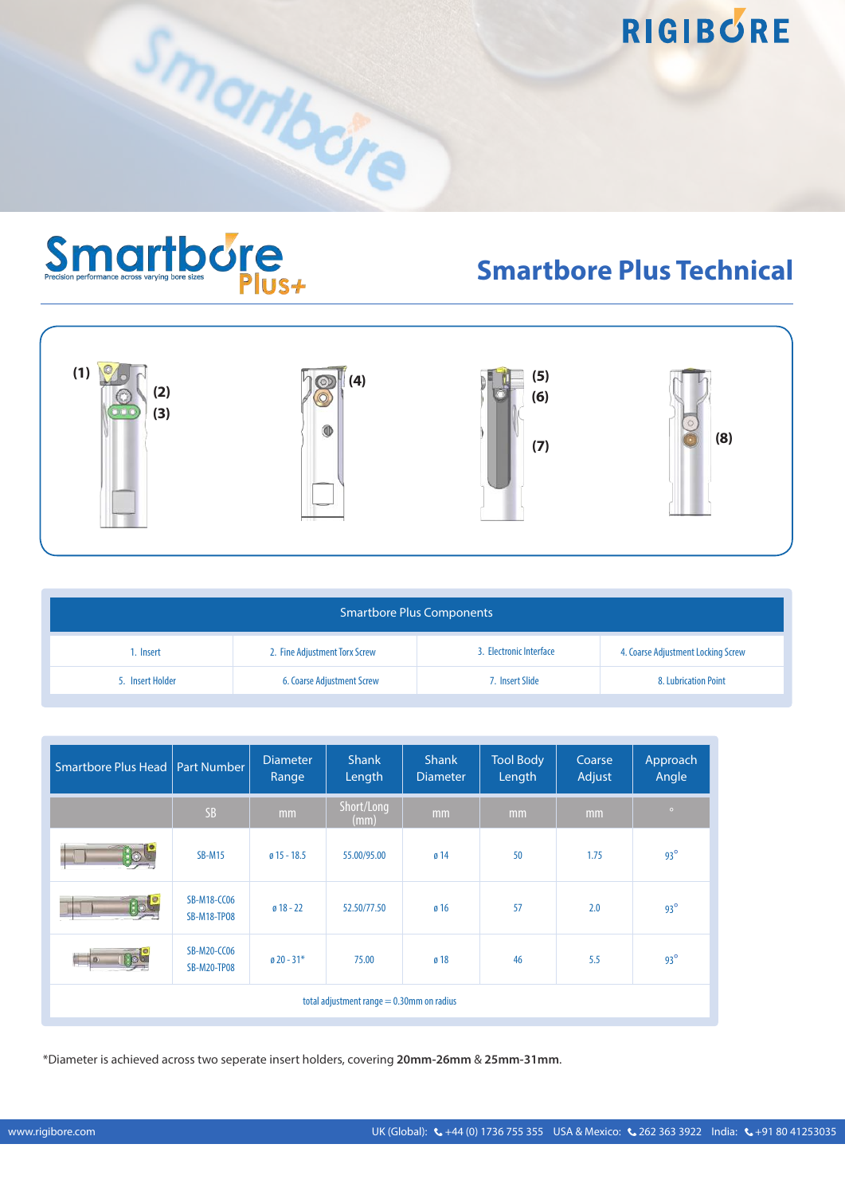# Smartbore Plus Technical

Smartbore
Precision performance across varying bore sizes
Plus+

(1) (2) (3) (4) (5) (6) (7) (8)

| Smartbore Plus Components | | | |
|---|---|---|---|
| 1. Insert | 2. Fine Adjustment Torx Screw | 3. Electronic Interface | 4. Coarse Adjustment Locking Screw |
| 5. Insert Holder | 6. Coarse Adjustment Screw | 7. Insert Slide | 8. Lubrication Point |

| Smartbore Plus Head | Part Number | Diameter Range | Shank Length | Shank Diameter | Tool Body Length | Coarse Adjust | Approach Angle |
|---|---|---|---|---|---|---|---|
| | SB | mm | Short/Long (mm) | mm | mm | mm | ° |
| | SB-M15 | ø 15 - 18.5 | 55.00/95.00 | ø 14 | 50 | 1.75 | 93° |
| | SB-M18-CC06<br>SB-M18-TP08 | ø 18 - 22 | 52.50/77.50 | ø 16 | 57 | 2.0 | 93° |
| | SB-M20-CC06<br>SB-M20-TP08 | ø 20 - 31* | 75.00 | ø 18 | 46 | 5.5 | 93° |
| total adjustment range = 0.30mm on radius | | | | | | | |

*Diameter is achieved across two seperate insert holders, covering **20mm-26mm** & **25mm-31mm**.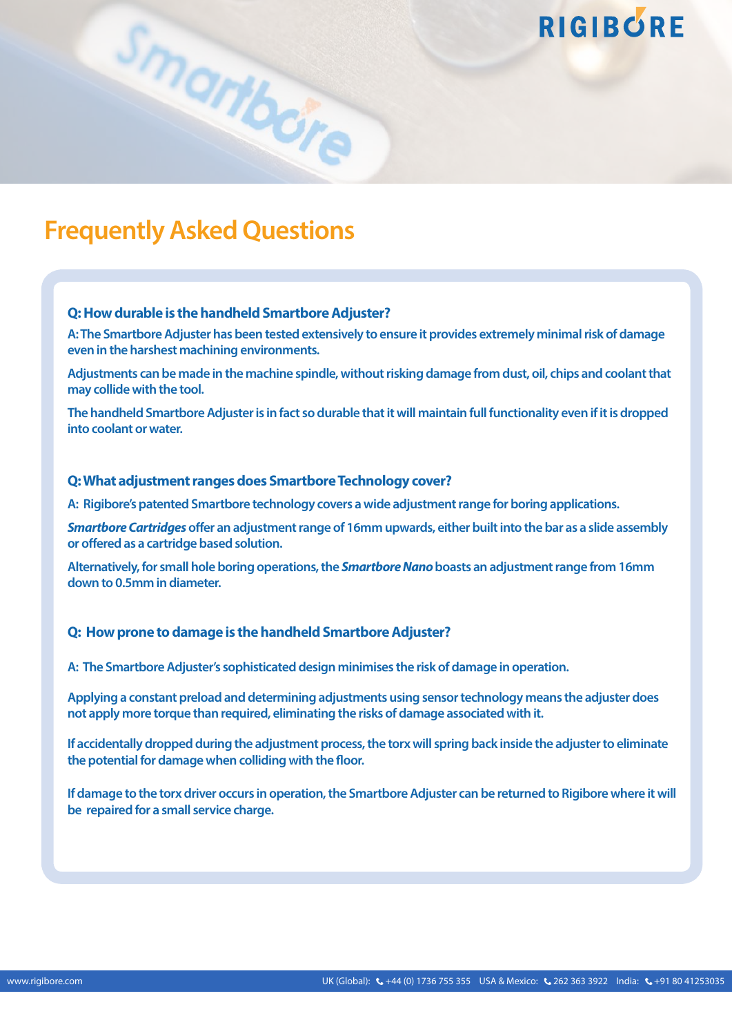# Frequently Asked Questions

**Q: How durable is the handheld Smartbore Adjuster?**

A: The Smartbore Adjuster has been tested extensively to ensure it provides extremely minimal risk of damage even in the harshest machining environments.

Adjustments can be made in the machine spindle, without risking damage from dust, oil, chips and coolant that may collide with the tool.

The handheld Smartbore Adjuster is in fact so durable that it will maintain full functionality even if it is dropped into coolant or water.

**Q: What adjustment ranges does Smartbore Technology cover?**

A: Rigibore's patented Smartbore technology covers a wide adjustment range for boring applications.

***Smartbore Cartridges*** offer an adjustment range of 16mm upwards, either built into the bar as a slide assembly or offered as a cartridge based solution.

Alternatively, for small hole boring operations, the ***Smartbore Nano*** boasts an adjustment range from 16mm down to 0.5mm in diameter.

**Q: How prone to damage is the handheld Smartbore Adjuster?**

A: The Smartbore Adjuster's sophisticated design minimises the risk of damage in operation.

Applying a constant preload and determining adjustments using sensor technology means the adjuster does not apply more torque than required, eliminating the risks of damage associated with it.

If accidentally dropped during the adjustment process, the torx will spring back inside the adjuster to eliminate the potential for damage when colliding with the floor.

If damage to the torx driver occurs in operation, the Smartbore Adjuster can be returned to Rigibore where it will be repaired for a small service charge.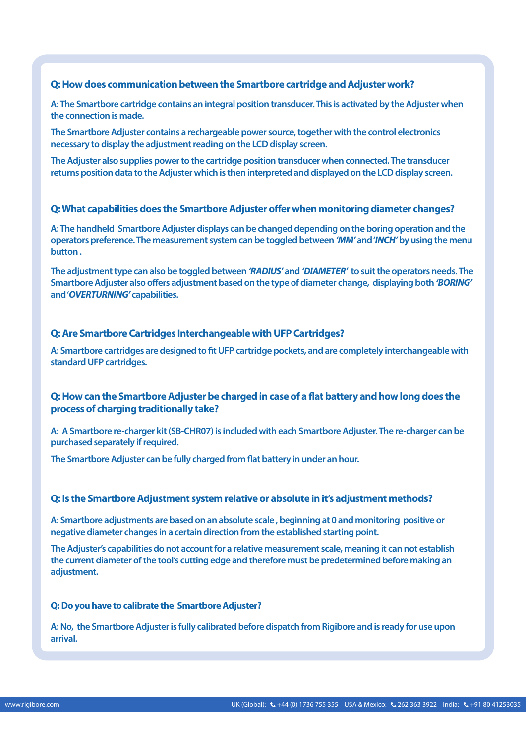**Q: How does communication between the Smartbore cartridge and Adjuster work?**

A: The Smartbore cartridge contains an integral position transducer. This is activated by the Adjuster when the connection is made.

The Smartbore Adjuster contains a rechargeable power source, together with the control electronics necessary to display the adjustment reading on the LCD display screen.

The Adjuster also supplies power to the cartridge position transducer when connected. The transducer returns position data to the Adjuster which is then interpreted and displayed on the LCD display screen.

**Q: What capabilities does the Smartbore Adjuster offer when monitoring diameter changes?**

A: The handheld Smartbore Adjuster displays can be changed depending on the boring operation and the operators preference. The measurement system can be toggled between ***'MM'*** and ***'INCH'*** by using the menu button .

The adjustment type can also be toggled between ***'RADIUS'*** and ***'DIAMETER'*** to suit the operators needs. The Smartbore Adjuster also offers adjustment based on the type of diameter change, displaying both ***'BORING'*** and ***'OVERTURNING'*** capabilities.

**Q: Are Smartbore Cartridges Interchangeable with UFP Cartridges?**

A: Smartbore cartridges are designed to fit UFP cartridge pockets, and are completely interchangeable with standard UFP cartridges.

**Q: How can the Smartbore Adjuster be charged in case of a flat battery and how long does the process of charging traditionally take?**

A: A Smartbore re-charger kit (SB-CHR07) is included with each Smartbore Adjuster. The re-charger can be purchased separately if required.

The Smartbore Adjuster can be fully charged from flat battery in under an hour.

**Q: Is the Smartbore Adjustment system relative or absolute in it's adjustment methods?**

A: Smartbore adjustments are based on an absolute scale , beginning at 0 and monitoring positive or negative diameter changes in a certain direction from the established starting point.

The Adjuster's capabilities do not account for a relative measurement scale, meaning it can not establish the current diameter of the tool's cutting edge and therefore must be predetermined before making an adjustment.

**Q: Do you have to calibrate the Smartbore Adjuster?**

A: No, the Smartbore Adjuster is fully calibrated before dispatch from Rigibore and is ready for use upon arrival.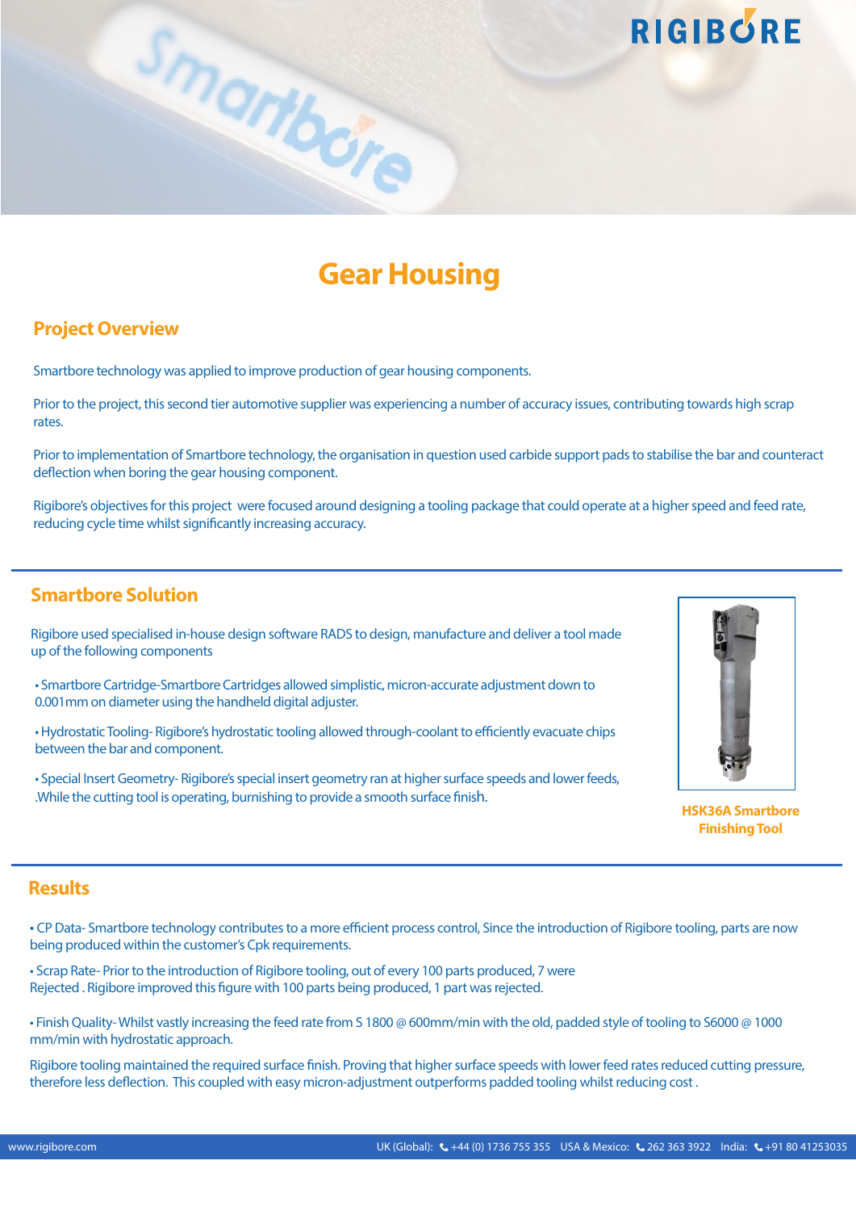# Gear Housing

## Project Overview

Smartbore technology was applied to improve production of gear housing components.

Prior to the project, this second tier automotive supplier was experiencing a number of accuracy issues, contributing towards high scrap rates.

Prior to implementation of Smartbore technology, the organisation in question used carbide support pads to stabilise the bar and counteract deflection when boring the gear housing component.

Rigibore's objectives for this project were focused around designing a tooling package that could operate at a higher speed and feed rate, reducing cycle time whilst significantly increasing accuracy.

## Smartbore Solution

Rigibore used specialised in-house design software RADS to design, manufacture and deliver a tool made up of the following components

- Smartbore Cartridge-Smartbore Cartridges allowed simplistic, micron-accurate adjustment down to 0.001mm on diameter using the handheld digital adjuster.
- Hydrostatic Tooling- Rigibore's hydrostatic tooling allowed through-coolant to efficiently evacuate chips between the bar and component.
- Special Insert Geometry- Rigibore's special insert geometry ran at higher surface speeds and lower feeds, .While the cutting tool is operating, burnishing to provide a smooth surface finish.

**HSK36A Smartbore Finishing Tool**

## Results

- CP Data- Smartbore technology contributes to a more efficient process control, Since the introduction of Rigibore tooling, parts are now being produced within the customer's Cpk requirements.
- Scrap Rate- Prior to the introduction of Rigibore tooling, out of every 100 parts produced, 7 were Rejected . Rigibore improved this figure with 100 parts being produced, 1 part was rejected.
- Finish Quality- Whilst vastly increasing the feed rate from S 1800 @ 600mm/min with the old, padded style of tooling to S6000 @ 1000 mm/min with hydrostatic approach.

Rigibore tooling maintained the required surface finish. Proving that higher surface speeds with lower feed rates reduced cutting pressure, therefore less deflection. This coupled with easy micron-adjustment outperforms padded tooling whilst reducing cost .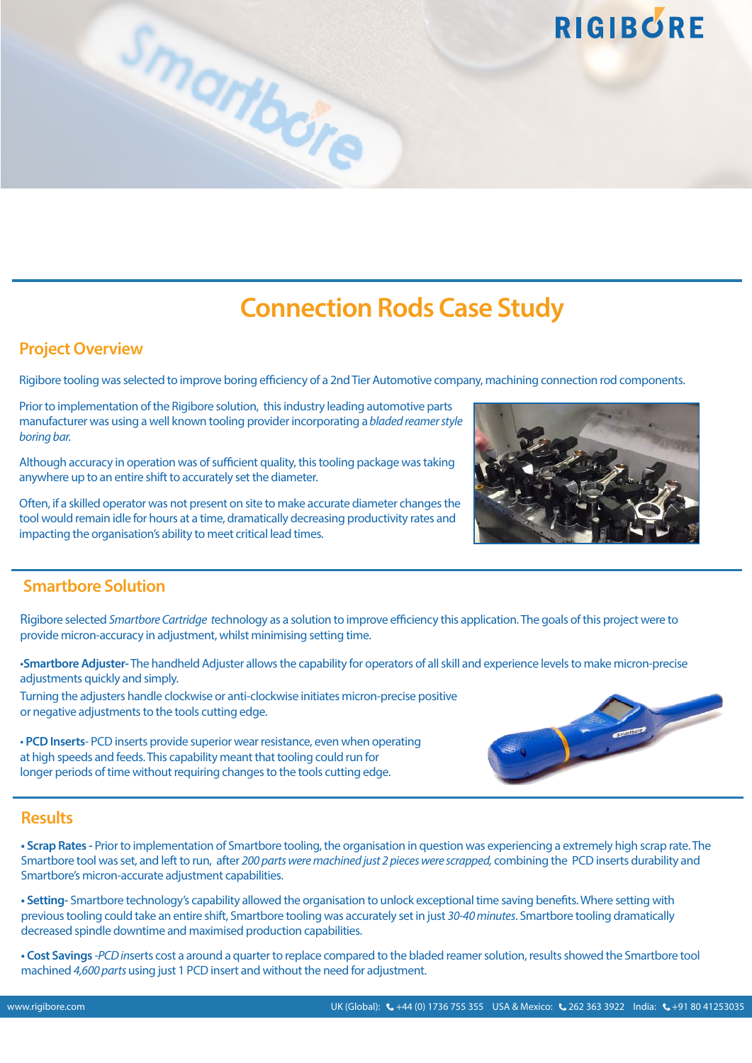# Connection Rods Case Study

## Project Overview

Rigibore tooling was selected to improve boring efficiency of a 2nd Tier Automotive company, machining connection rod components.

Prior to implementation of the Rigibore solution, this industry leading automotive parts manufacturer was using a well known tooling provider incorporating a *bladed reamer style boring bar.*

Although accuracy in operation was of sufficient quality, this tooling package was taking anywhere up to an entire shift to accurately set the diameter.

Often, if a skilled operator was not present on site to make accurate diameter changes the tool would remain idle for hours at a time, dramatically decreasing productivity rates and impacting the organisation's ability to meet critical lead times.

## Smartbore Solution

Rigibore selected *Smartbore Cartridge* technology as a solution to improve efficiency this application. The goals of this project were to provide micron-accuracy in adjustment, whilst minimising setting time.

•**Smartbore Adjuster**- The handheld Adjuster allows the capability for operators of all skill and experience levels to make micron-precise adjustments quickly and simply.
Turning the adjusters handle clockwise or anti-clockwise initiates micron-precise positive or negative adjustments to the tools cutting edge.

• **PCD Inserts**- PCD inserts provide superior wear resistance, even when operating at high speeds and feeds. This capability meant that tooling could run for longer periods of time without requiring changes to the tools cutting edge.

## Results

• **Scrap Rates** - Prior to implementation of Smartbore tooling, the organisation in question was experiencing a extremely high scrap rate. The Smartbore tool was set, and left to run, after *200 parts were machined just 2 pieces were scrapped,* combining the PCD inserts durability and Smartbore's micron-accurate adjustment capabilities.

• **Setting**- Smartbore technology's capability allowed the organisation to unlock exceptional time saving benefits. Where setting with previous tooling could take an entire shift, Smartbore tooling was accurately set in just *30-40 minutes*. Smartbore tooling dramatically decreased spindle downtime and maximised production capabilities.

• **Cost Savings** -*PCD i*nserts cost a around a quarter to replace compared to the bladed reamer solution, results showed the Smartbore tool machined *4,600 parts* using just 1 PCD insert and without the need for adjustment.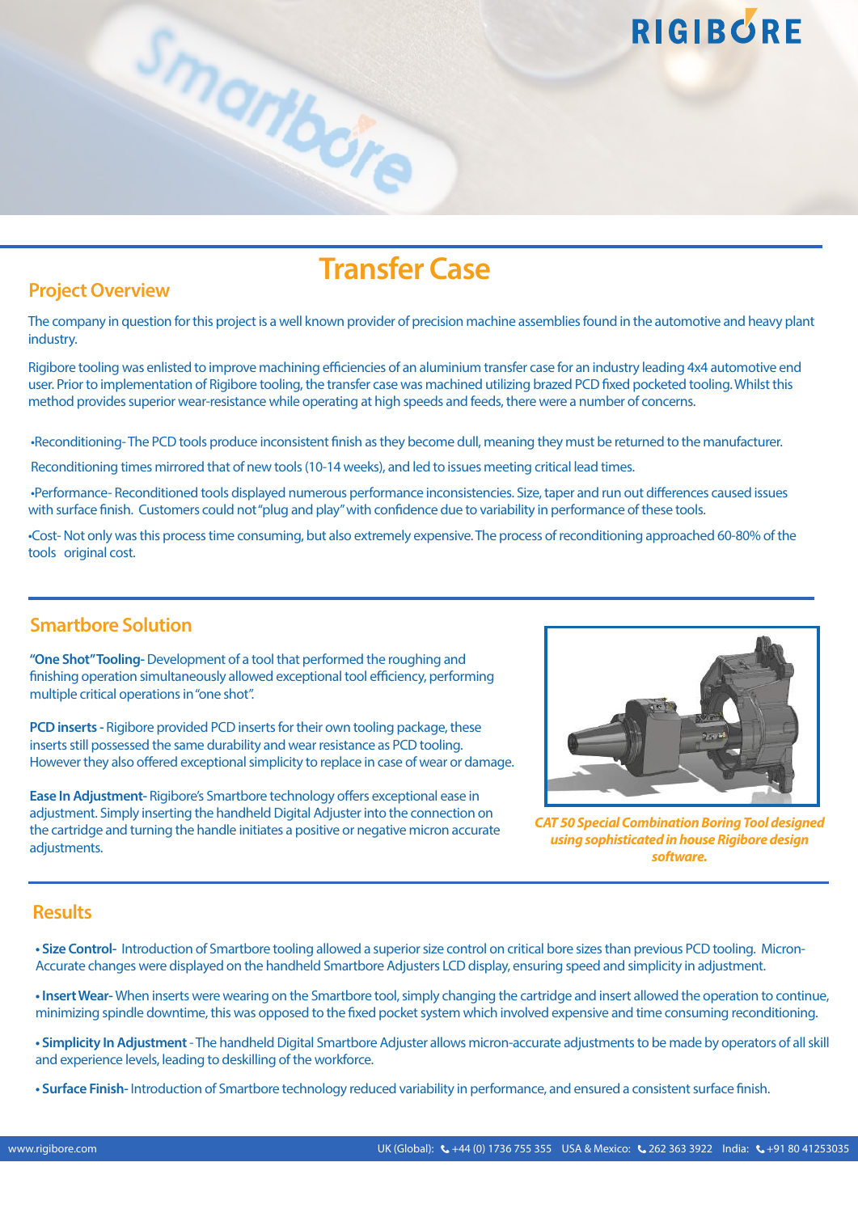# Transfer Case

## Project Overview

The company in question for this project is a well known provider of precision machine assemblies found in the automotive and heavy plant industry.

Rigibore tooling was enlisted to improve machining efficiencies of an aluminium transfer case for an industry leading 4x4 automotive end user. Prior to implementation of Rigibore tooling, the transfer case was machined utilizing brazed PCD fixed pocketed tooling. Whilst this method provides superior wear-resistance while operating at high speeds and feeds, there were a number of concerns.

•Reconditioning- The PCD tools produce inconsistent finish as they become dull, meaning they must be returned to the manufacturer. Reconditioning times mirrored that of new tools (10-14 weeks), and led to issues meeting critical lead times.

•Performance- Reconditioned tools displayed numerous performance inconsistencies. Size, taper and run out differences caused issues with surface finish. Customers could not "plug and play" with confidence due to variability in performance of these tools.

•Cost- Not only was this process time consuming, but also extremely expensive. The process of reconditioning approached 60-80% of the tools original cost.

## Smartbore Solution

**"One Shot" Tooling-** Development of a tool that performed the roughing and finishing operation simultaneously allowed exceptional tool efficiency, performing multiple critical operations in "one shot".

**PCD inserts -** Rigibore provided PCD inserts for their own tooling package, these inserts still possessed the same durability and wear resistance as PCD tooling. However they also offered exceptional simplicity to replace in case of wear or damage.

**Ease In Adjustment-** Rigibore's Smartbore technology offers exceptional ease in adjustment. Simply inserting the handheld Digital Adjuster into the connection on the cartridge and turning the handle initiates a positive or negative micron accurate adjustments.

*CAT 50 Special Combination Boring Tool designed using sophisticated in house Rigibore design software.*

## Results

• **Size Control-** Introduction of Smartbore tooling allowed a superior size control on critical bore sizes than previous PCD tooling. Micron-Accurate changes were displayed on the handheld Smartbore Adjusters LCD display, ensuring speed and simplicity in adjustment.

• **Insert Wear-** When inserts were wearing on the Smartbore tool, simply changing the cartridge and insert allowed the operation to continue, minimizing spindle downtime, this was opposed to the fixed pocket system which involved expensive and time consuming reconditioning.

• **Simplicity In Adjustment** - The handheld Digital Smartbore Adjuster allows micron-accurate adjustments to be made by operators of all skill and experience levels, leading to deskilling of the workforce.

• **Surface Finish-** Introduction of Smartbore technology reduced variability in performance, and ensured a consistent surface finish.

www.rigibore.com UK (Global): +44 (0) 1736 755 355 USA & Mexico: 262 363 3922 India: +91 80 41253035